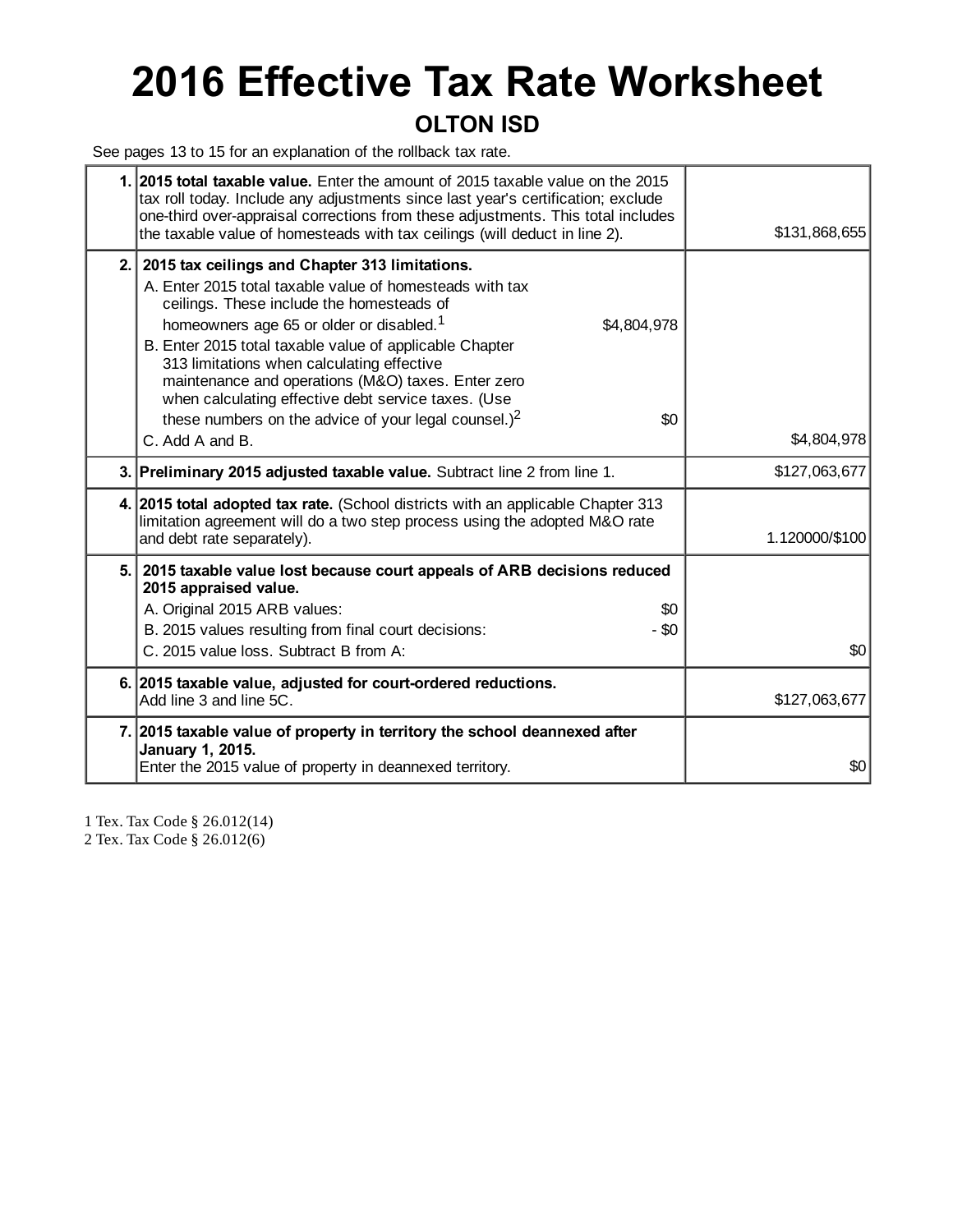# 2016 Effective Tax Rate Worksheet

## OLTON ISD

See pages 13 to 15 for an explanation of the rollback tax rate.

| | | |
|---|---|---|
| 1. | **2015 total taxable value.** Enter the amount of 2015 taxable value on the 2015 tax roll today. Include any adjustments since last year's certification; exclude one-third over-appraisal corrections from these adjustments. This total includes the taxable value of homesteads with tax ceilings (will deduct in line 2). | $131,868,655 |
| 2. | **2015 tax ceilings and Chapter 313 limitations.**<br>A. Enter 2015 total taxable value of homesteads with tax ceilings. These include the homesteads of homeowners age 65 or older or disabled.[1] $4,804,978<br>B. Enter 2015 total taxable value of applicable Chapter 313 limitations when calculating effective maintenance and operations (M&O) taxes. Enter zero when calculating effective debt service taxes. (Use these numbers on the advice of your legal counsel.)[2] $0<br>C. Add A and B. | $4,804,978 |
| 3. | **Preliminary 2015 adjusted taxable value.** Subtract line 2 from line 1. | $127,063,677 |
| 4. | **2015 total adopted tax rate.** (School districts with an applicable Chapter 313 limitation agreement will do a two step process using the adopted M&O rate and debt rate separately). | 1.120000/$100 |
| 5. | **2015 taxable value lost because court appeals of ARB decisions reduced 2015 appraised value.**<br>A. Original 2015 ARB values: $0<br>B. 2015 values resulting from final court decisions: - $0<br>C. 2015 value loss. Subtract B from A: | $0 |
| 6. | **2015 taxable value, adjusted for court-ordered reductions.**<br>Add line 3 and line 5C. | $127,063,677 |
| 7. | **2015 taxable value of property in territory the school deannexed after January 1, 2015.**<br>Enter the 2015 value of property in deannexed territory. | $0 |

1 Tex. Tax Code § 26.012(14)
2 Tex. Tax Code § 26.012(6)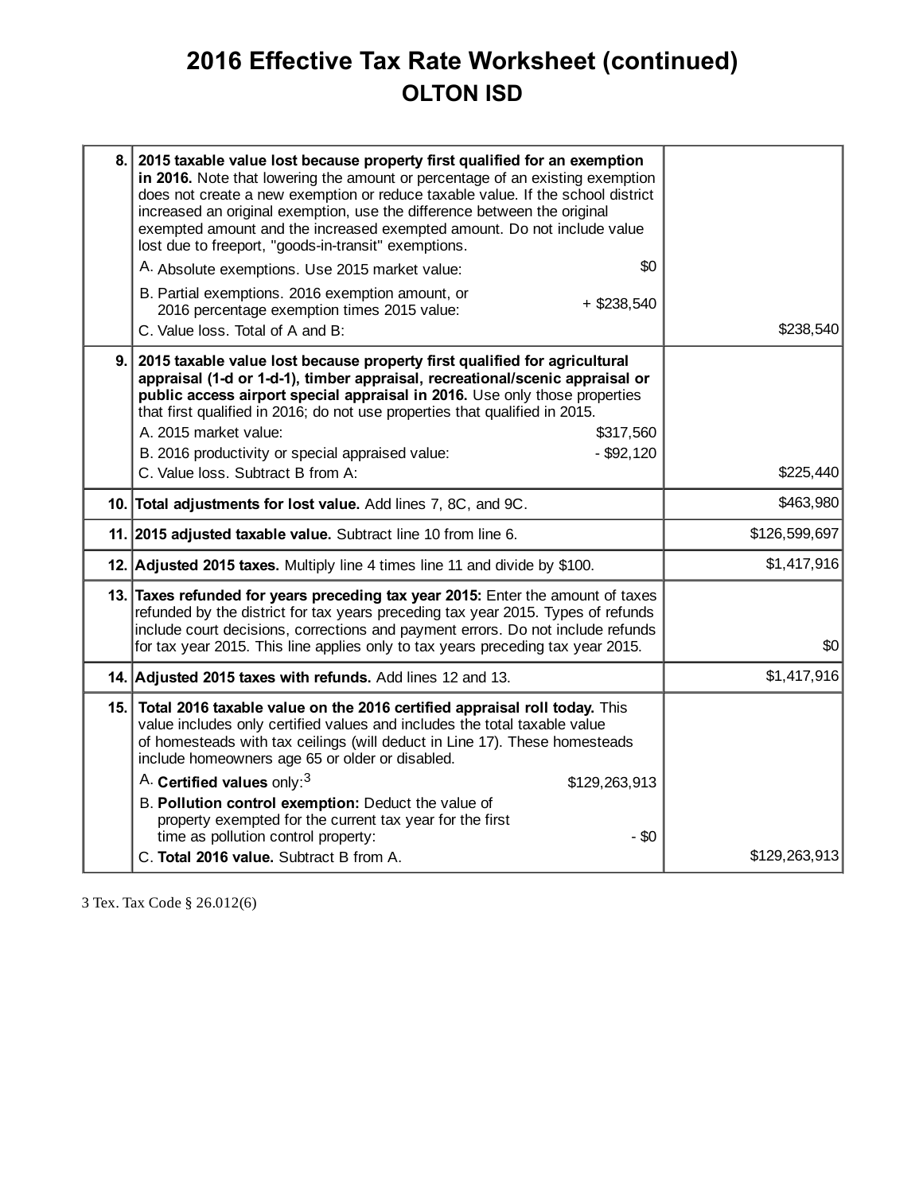# 2016 Effective Tax Rate Worksheet (continued)

## OLTON ISD

| | | |
|---|---|---|
| 8. | **2015 taxable value lost because property first qualified for an exemption in 2016.** Note that lowering the amount or percentage of an existing exemption does not create a new exemption or reduce taxable value. If the school district increased an original exemption, use the difference between the original exempted amount and the increased exempted amount. Do not include value lost due to freeport, "goods-in-transit" exemptions.<br>A. Absolute exemptions. Use 2015 market value: $0<br>B. Partial exemptions. 2016 exemption amount, or 2016 percentage exemption times 2015 value: + $238,540<br>C. Value loss. Total of A and B: | $238,540 |
| 9. | **2015 taxable value lost because property first qualified for agricultural appraisal (1-d or 1-d-1), timber appraisal, recreational/scenic appraisal or public access airport special appraisal in 2016.** Use only those properties that first qualified in 2016; do not use properties that qualified in 2015.<br>A. 2015 market value: $317,560<br>B. 2016 productivity or special appraised value: - $92,120<br>C. Value loss. Subtract B from A: | $225,440 |
| 10. | **Total adjustments for lost value.** Add lines 7, 8C, and 9C. | $463,980 |
| 11. | **2015 adjusted taxable value.** Subtract line 10 from line 6. | $126,599,697 |
| 12. | **Adjusted 2015 taxes.** Multiply line 4 times line 11 and divide by $100. | $1,417,916 |
| 13. | **Taxes refunded for years preceding tax year 2015:** Enter the amount of taxes refunded by the district for tax years preceding tax year 2015. Types of refunds include court decisions, corrections and payment errors. Do not include refunds for tax year 2015. This line applies only to tax years preceding tax year 2015. | $0 |
| 14. | **Adjusted 2015 taxes with refunds.** Add lines 12 and 13. | $1,417,916 |
| 15. | **Total 2016 taxable value on the 2016 certified appraisal roll today.** This value includes only certified values and includes the total taxable value of homesteads with tax ceilings (will deduct in Line 17). These homesteads include homeowners age 65 or older or disabled.<br>A. **Certified values** only:[3] $129,263,913<br>B. **Pollution control exemption:** Deduct the value of property exempted for the current tax year for the first time as pollution control property: - $0<br>C. **Total 2016 value.** Subtract B from A. | $129,263,913 |

3 Tex. Tax Code § 26.012(6)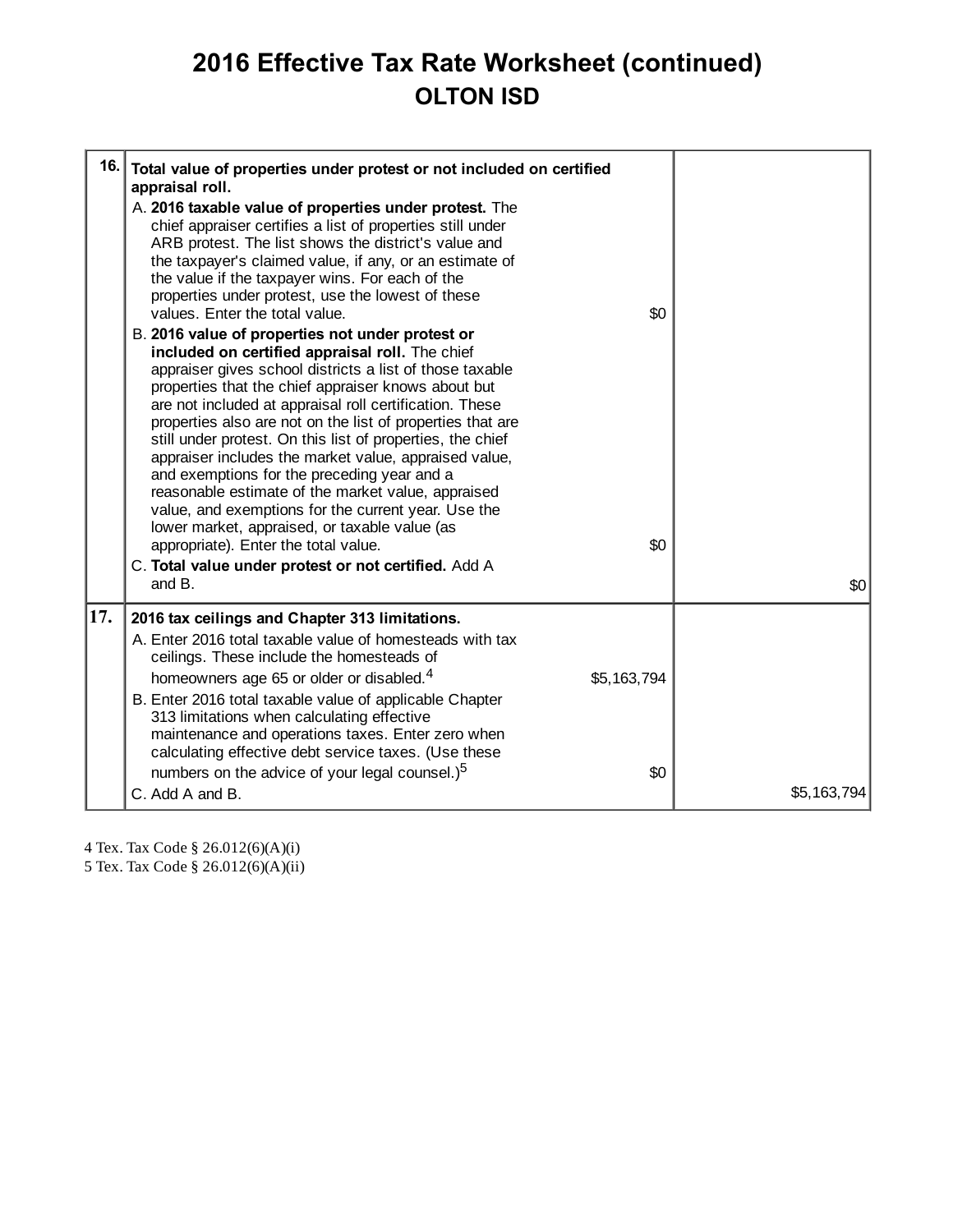# 2016 Effective Tax Rate Worksheet (continued)

## OLTON ISD

| | | | |
|---|---|---|---|
| 16. | **Total value of properties under protest or not included on certified appraisal roll.** | | |
| | A. **2016 taxable value of properties under protest.** The chief appraiser certifies a list of properties still under ARB protest. The list shows the district's value and the taxpayer's claimed value, if any, or an estimate of the value if the taxpayer wins. For each of the properties under protest, use the lowest of these values. Enter the total value. | $0 | |
| | B. **2016 value of properties not under protest or included on certified appraisal roll.** The chief appraiser gives school districts a list of those taxable properties that the chief appraiser knows about but are not included at appraisal roll certification. These properties also are not on the list of properties that are still under protest. On this list of properties, the chief appraiser includes the market value, appraised value, and exemptions for the preceding year and a reasonable estimate of the market value, appraised value, and exemptions for the current year. Use the lower market, appraised, or taxable value (as appropriate). Enter the total value. | $0 | |
| | C. **Total value under protest or not certified.** Add A and B. | | $0 |
| 17. | **2016 tax ceilings and Chapter 313 limitations.** | | |
| | A. Enter 2016 total taxable value of homesteads with tax ceilings. These include the homesteads of homeowners age 65 or older or disabled.[4] | $5,163,794 | |
| | B. Enter 2016 total taxable value of applicable Chapter 313 limitations when calculating effective maintenance and operations taxes. Enter zero when calculating effective debt service taxes. (Use these numbers on the advice of your legal counsel.)[5] | $0 | |
| | C. Add A and B. | | $5,163,794 |

4 Tex. Tax Code § 26.012(6)(A)(i)
5 Tex. Tax Code § 26.012(6)(A)(ii)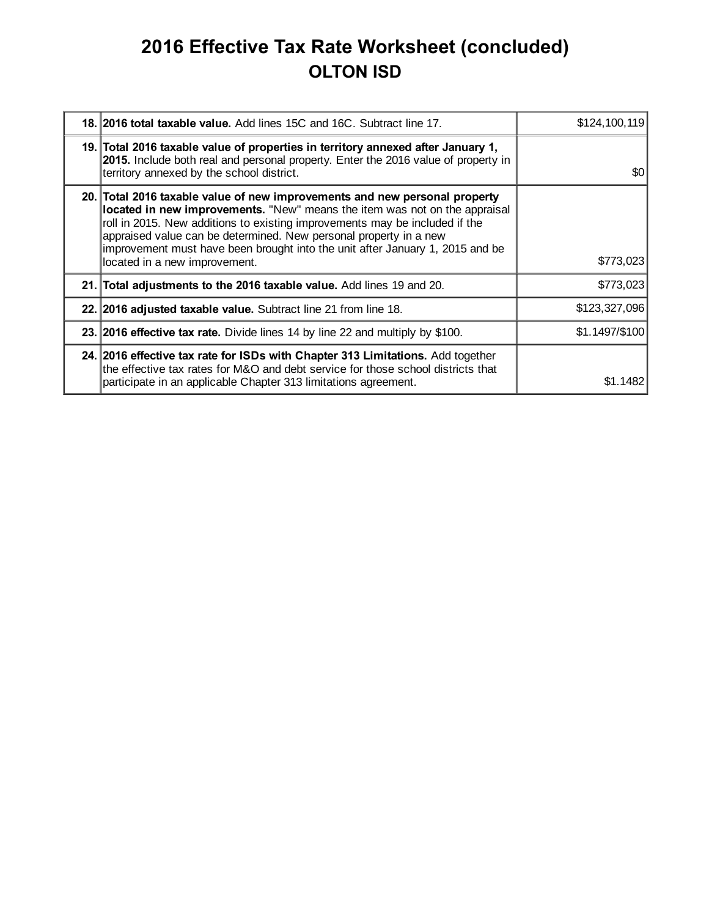# 2016 Effective Tax Rate Worksheet (concluded)

## OLTON ISD

| | | |
|---|---|---|
| **18.** | **2016 total taxable value.** Add lines 15C and 16C. Subtract line 17. | $124,100,119 |
| **19.** | **Total 2016 taxable value of properties in territory annexed after January 1, 2015.** Include both real and personal property. Enter the 2016 value of property in territory annexed by the school district. | $0 |
| **20.** | **Total 2016 taxable value of new improvements and new personal property located in new improvements.** "New" means the item was not on the appraisal roll in 2015. New additions to existing improvements may be included if the appraised value can be determined. New personal property in a new improvement must have been brought into the unit after January 1, 2015 and be located in a new improvement. | $773,023 |
| **21.** | **Total adjustments to the 2016 taxable value.** Add lines 19 and 20. | $773,023 |
| **22.** | **2016 adjusted taxable value.** Subtract line 21 from line 18. | $123,327,096 |
| **23.** | **2016 effective tax rate.** Divide lines 14 by line 22 and multiply by $100. | $1.1497/$100 |
| **24.** | **2016 effective tax rate for ISDs with Chapter 313 Limitations.** Add together the effective tax rates for M&O and debt service for those school districts that participate in an applicable Chapter 313 limitations agreement. | $1.1482 |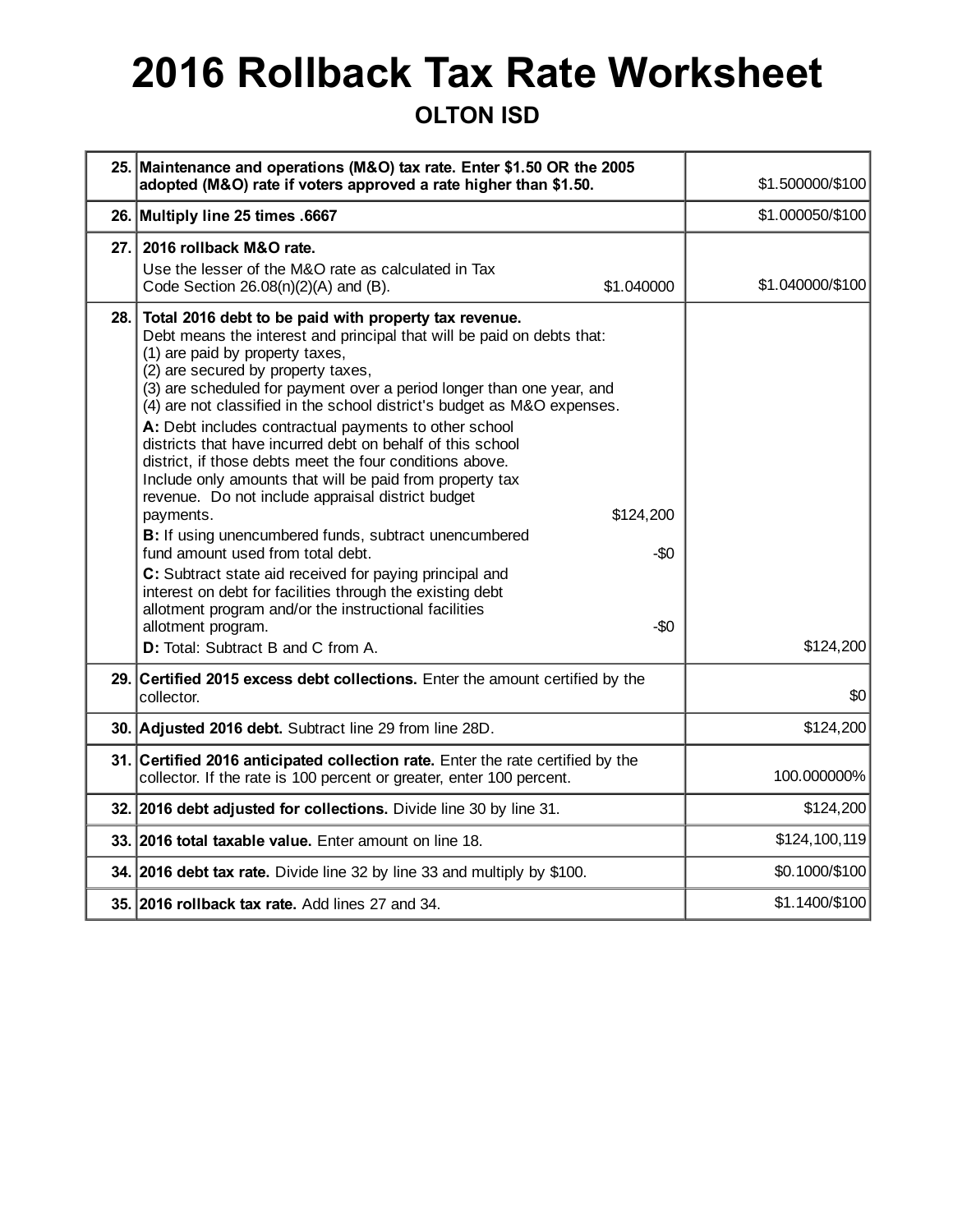# 2016 Rollback Tax Rate Worksheet

## OLTON ISD

| Line | Description | | Amount |
|---|---|---|---|
| 25. | **Maintenance and operations (M&O) tax rate. Enter $1.50 OR the 2005 adopted (M&O) rate if voters approved a rate higher than $1.50.** | | $1.500000/$100 |
| 26. | **Multiply line 25 times .6667** | | $1.000050/$100 |
| 27. | **2016 rollback M&O rate.** Use the lesser of the M&O rate as calculated in Tax Code Section 26.08(n)(2)(A) and (B). | $1.040000 | $1.040000/$100 |
| 28. | **Total 2016 debt to be paid with property tax revenue.** Debt means the interest and principal that will be paid on debts that: (1) are paid by property taxes, (2) are secured by property taxes, (3) are scheduled for payment over a period longer than one year, and (4) are not classified in the school district's budget as M&O expenses. | | |
| | **A:** Debt includes contractual payments to other school districts that have incurred debt on behalf of this school district, if those debts meet the four conditions above. Include only amounts that will be paid from property tax revenue. Do not include appraisal district budget payments. | $124,200 | |
| | **B:** If using unencumbered funds, subtract unencumbered fund amount used from total debt. | -$0 | |
| | **C:** Subtract state aid received for paying principal and interest on debt for facilities through the existing debt allotment program and/or the instructional facilities allotment program. | -$0 | |
| | **D:** Total: Subtract B and C from A. | | $124,200 |
| 29. | **Certified 2015 excess debt collections.** Enter the amount certified by the collector. | | $0 |
| 30. | **Adjusted 2016 debt.** Subtract line 29 from line 28D. | | $124,200 |
| 31. | **Certified 2016 anticipated collection rate.** Enter the rate certified by the collector. If the rate is 100 percent or greater, enter 100 percent. | | 100.000000% |
| 32. | **2016 debt adjusted for collections.** Divide line 30 by line 31. | | $124,200 |
| 33. | **2016 total taxable value.** Enter amount on line 18. | | $124,100,119 |
| 34. | **2016 debt tax rate.** Divide line 32 by line 33 and multiply by $100. | | $0.1000/$100 |
| 35. | **2016 rollback tax rate.** Add lines 27 and 34. | | $1.1400/$100 |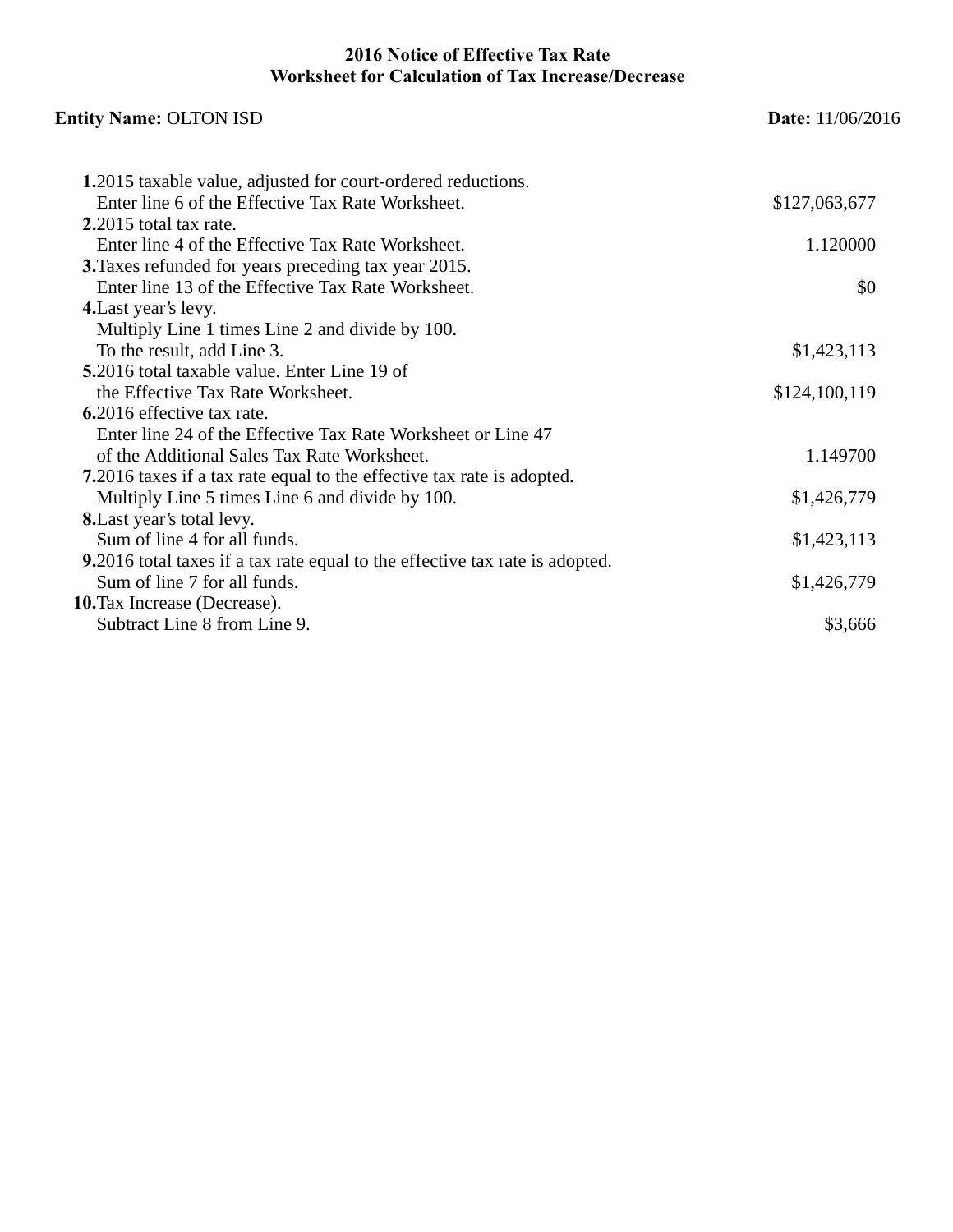# 2016 Notice of Effective Tax Rate
## Worksheet for Calculation of Tax Increase/Decrease

**Entity Name:** OLTON ISD **Date:** 11/06/2016

| | |
|---|---|
| **1.** 2015 taxable value, adjusted for court-ordered reductions. Enter line 6 of the Effective Tax Rate Worksheet. | $127,063,677 |
| **2.** 2015 total tax rate. Enter line 4 of the Effective Tax Rate Worksheet. | 1.120000 |
| **3.** Taxes refunded for years preceding tax year 2015. Enter line 13 of the Effective Tax Rate Worksheet. | $0 |
| **4.** Last year's levy. Multiply Line 1 times Line 2 and divide by 100. To the result, add Line 3. | $1,423,113 |
| **5.** 2016 total taxable value. Enter Line 19 of the Effective Tax Rate Worksheet. | $124,100,119 |
| **6.** 2016 effective tax rate. Enter line 24 of the Effective Tax Rate Worksheet or Line 47 of the Additional Sales Tax Rate Worksheet. | 1.149700 |
| **7.** 2016 taxes if a tax rate equal to the effective tax rate is adopted. Multiply Line 5 times Line 6 and divide by 100. | $1,426,779 |
| **8.** Last year's total levy. Sum of line 4 for all funds. | $1,423,113 |
| **9.** 2016 total taxes if a tax rate equal to the effective tax rate is adopted. Sum of line 7 for all funds. | $1,426,779 |
| **10.** Tax Increase (Decrease). Subtract Line 8 from Line 9. | $3,666 |